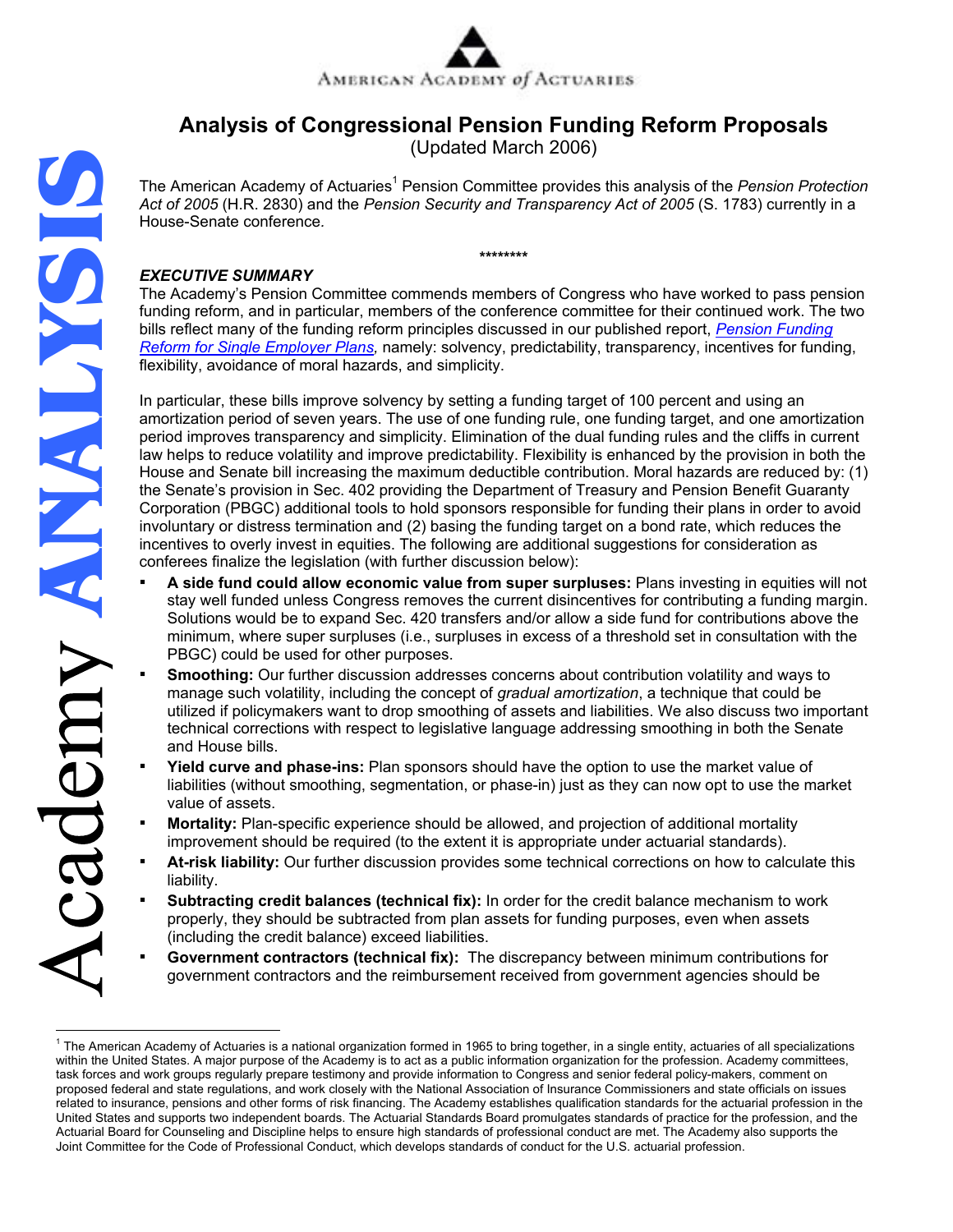AMERICAN ACADEMY of ACTUARIES

# Analysis of Congressional Pension Funding Reform Proposals

(Updated March 2006)

The American Academy of Actuaries[1] Pension Committee provides this analysis of the *Pension Protection Act of 2005* (H.R. 2830) and the *Pension Security and Transparency Act of 2005* (S. 1783) currently in a House-Senate conference.

********

## *EXECUTIVE SUMMARY*

The Academy's Pension Committee commends members of Congress who have worked to pass pension funding reform, and in particular, members of the conference committee for their continued work. The two bills reflect many of the funding reform principles discussed in our published report, *Pension Funding Reform for Single Employer Plans*, namely: solvency, predictability, transparency, incentives for funding, flexibility, avoidance of moral hazards, and simplicity.

In particular, these bills improve solvency by setting a funding target of 100 percent and using an amortization period of seven years. The use of one funding rule, one funding target, and one amortization period improves transparency and simplicity. Elimination of the dual funding rules and the cliffs in current law helps to reduce volatility and improve predictability. Flexibility is enhanced by the provision in both the House and Senate bill increasing the maximum deductible contribution. Moral hazards are reduced by: (1) the Senate's provision in Sec. 402 providing the Department of Treasury and Pension Benefit Guaranty Corporation (PBGC) additional tools to hold sponsors responsible for funding their plans in order to avoid involuntary or distress termination and (2) basing the funding target on a bond rate, which reduces the incentives to overly invest in equities. The following are additional suggestions for consideration as conferees finalize the legislation (with further discussion below):

- **A side fund could allow economic value from super surpluses:** Plans investing in equities will not stay well funded unless Congress removes the current disincentives for contributing a funding margin. Solutions would be to expand Sec. 420 transfers and/or allow a side fund for contributions above the minimum, where super surpluses (i.e., surpluses in excess of a threshold set in consultation with the PBGC) could be used for other purposes.
- **Smoothing:** Our further discussion addresses concerns about contribution volatility and ways to manage such volatility, including the concept of *gradual amortization*, a technique that could be utilized if policymakers want to drop smoothing of assets and liabilities. We also discuss two important technical corrections with respect to legislative language addressing smoothing in both the Senate and House bills.
- **Yield curve and phase-ins:** Plan sponsors should have the option to use the market value of liabilities (without smoothing, segmentation, or phase-in) just as they can now opt to use the market value of assets.
- **Mortality:** Plan-specific experience should be allowed, and projection of additional mortality improvement should be required (to the extent it is appropriate under actuarial standards).
- **At-risk liability:** Our further discussion provides some technical corrections on how to calculate this liability.
- **Subtracting credit balances (technical fix):** In order for the credit balance mechanism to work properly, they should be subtracted from plan assets for funding purposes, even when assets (including the credit balance) exceed liabilities.
- **Government contractors (technical fix):** The discrepancy between minimum contributions for government contractors and the reimbursement received from government agencies should be

[1] The American Academy of Actuaries is a national organization formed in 1965 to bring together, in a single entity, actuaries of all specializations within the United States. A major purpose of the Academy is to act as a public information organization for the profession. Academy committees, task forces and work groups regularly prepare testimony and provide information to Congress and senior federal policy-makers, comment on proposed federal and state regulations, and work closely with the National Association of Insurance Commissioners and state officials on issues related to insurance, pensions and other forms of risk financing. The Academy establishes qualification standards for the actuarial profession in the United States and supports two independent boards. The Actuarial Standards Board promulgates standards of practice for the profession, and the Actuarial Board for Counseling and Discipline helps to ensure high standards of professional conduct are met. The Academy also supports the Joint Committee for the Code of Professional Conduct, which develops standards of conduct for the U.S. actuarial profession.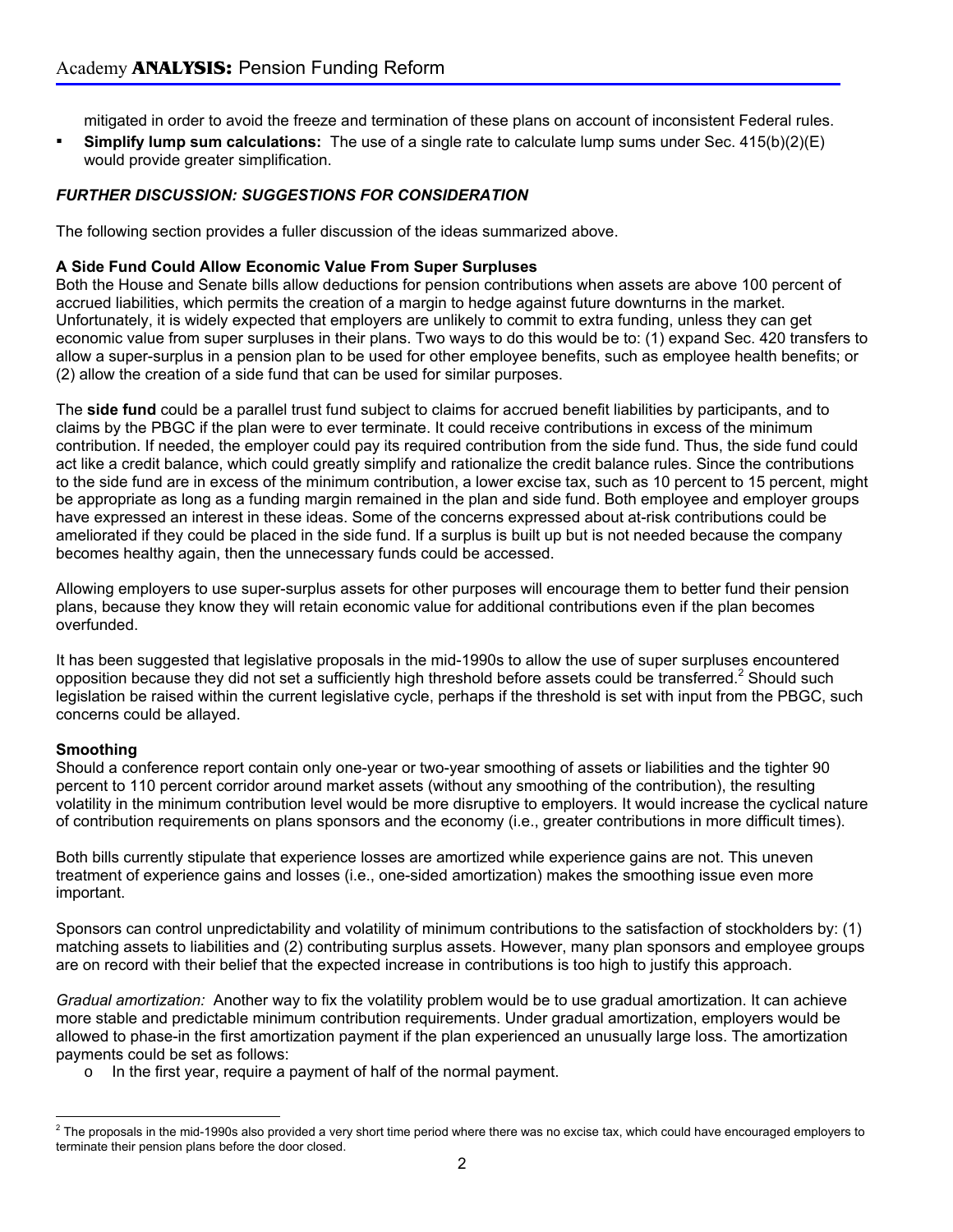mitigated in order to avoid the freeze and termination of these plans on account of inconsistent Federal rules.

- **Simplify lump sum calculations:** The use of a single rate to calculate lump sums under Sec. 415(b)(2)(E) would provide greater simplification.

### *FURTHER DISCUSSION: SUGGESTIONS FOR CONSIDERATION*

The following section provides a fuller discussion of the ideas summarized above.

#### A Side Fund Could Allow Economic Value From Super Surpluses

Both the House and Senate bills allow deductions for pension contributions when assets are above 100 percent of accrued liabilities, which permits the creation of a margin to hedge against future downturns in the market. Unfortunately, it is widely expected that employers are unlikely to commit to extra funding, unless they can get economic value from super surpluses in their plans. Two ways to do this would be to: (1) expand Sec. 420 transfers to allow a super-surplus in a pension plan to be used for other employee benefits, such as employee health benefits; or (2) allow the creation of a side fund that can be used for similar purposes.

The **side fund** could be a parallel trust fund subject to claims for accrued benefit liabilities by participants, and to claims by the PBGC if the plan were to ever terminate. It could receive contributions in excess of the minimum contribution. If needed, the employer could pay its required contribution from the side fund. Thus, the side fund could act like a credit balance, which could greatly simplify and rationalize the credit balance rules. Since the contributions to the side fund are in excess of the minimum contribution, a lower excise tax, such as 10 percent to 15 percent, might be appropriate as long as a funding margin remained in the plan and side fund. Both employee and employer groups have expressed an interest in these ideas. Some of the concerns expressed about at-risk contributions could be ameliorated if they could be placed in the side fund. If a surplus is built up but is not needed because the company becomes healthy again, then the unnecessary funds could be accessed.

Allowing employers to use super-surplus assets for other purposes will encourage them to better fund their pension plans, because they know they will retain economic value for additional contributions even if the plan becomes overfunded.

It has been suggested that legislative proposals in the mid-1990s to allow the use of super surpluses encountered opposition because they did not set a sufficiently high threshold before assets could be transferred.[2] Should such legislation be raised within the current legislative cycle, perhaps if the threshold is set with input from the PBGC, such concerns could be allayed.

#### Smoothing

Should a conference report contain only one-year or two-year smoothing of assets or liabilities and the tighter 90 percent to 110 percent corridor around market assets (without any smoothing of the contribution), the resulting volatility in the minimum contribution level would be more disruptive to employers. It would increase the cyclical nature of contribution requirements on plans sponsors and the economy (i.e., greater contributions in more difficult times).

Both bills currently stipulate that experience losses are amortized while experience gains are not. This uneven treatment of experience gains and losses (i.e., one-sided amortization) makes the smoothing issue even more important.

Sponsors can control unpredictability and volatility of minimum contributions to the satisfaction of stockholders by: (1) matching assets to liabilities and (2) contributing surplus assets. However, many plan sponsors and employee groups are on record with their belief that the expected increase in contributions is too high to justify this approach.

*Gradual amortization:* Another way to fix the volatility problem would be to use gradual amortization. It can achieve more stable and predictable minimum contribution requirements. Under gradual amortization, employers would be allowed to phase-in the first amortization payment if the plan experienced an unusually large loss. The amortization payments could be set as follows:

- In the first year, require a payment of half of the normal payment.

[2] The proposals in the mid-1990s also provided a very short time period where there was no excise tax, which could have encouraged employers to terminate their pension plans before the door closed.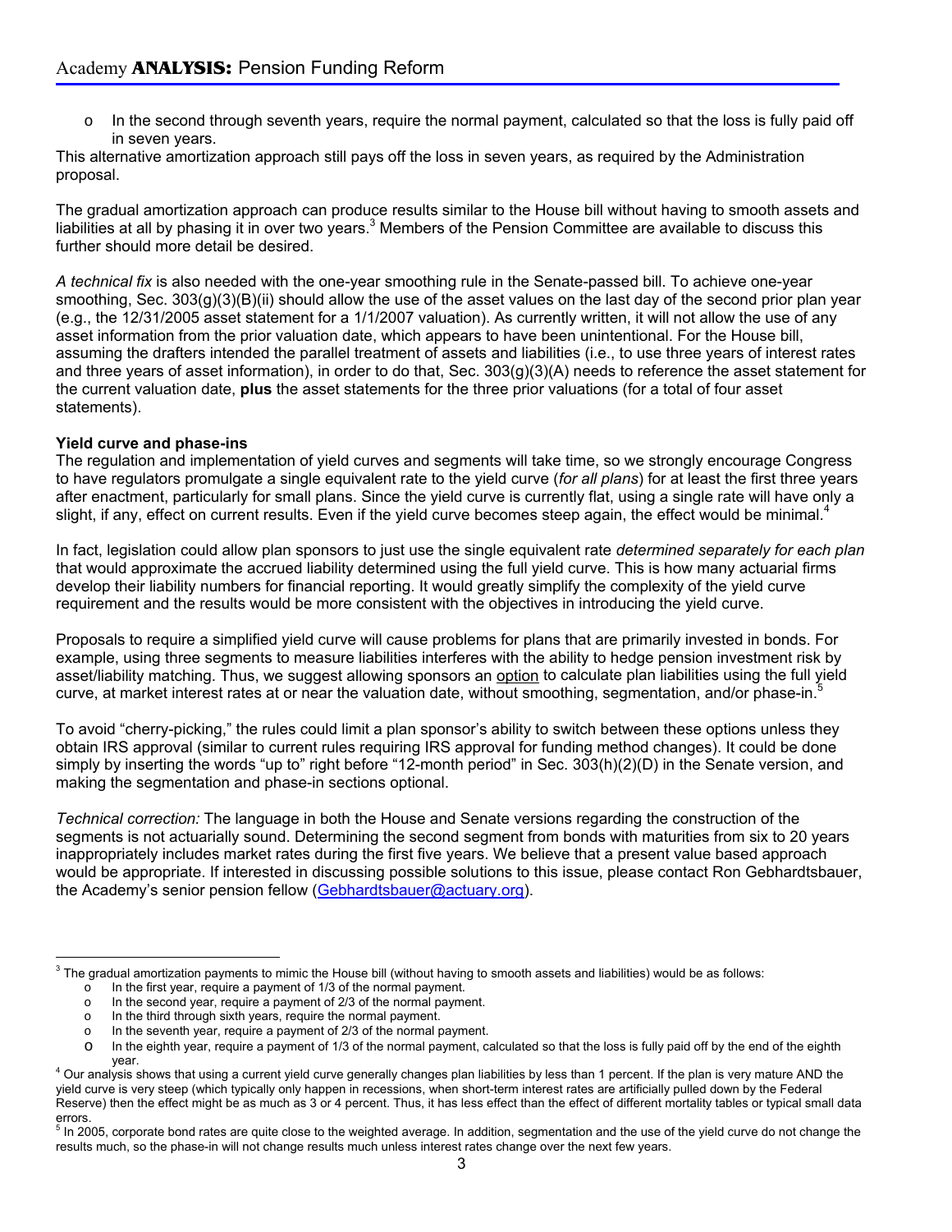- In the second through seventh years, require the normal payment, calculated so that the loss is fully paid off in seven years.

This alternative amortization approach still pays off the loss in seven years, as required by the Administration proposal.

The gradual amortization approach can produce results similar to the House bill without having to smooth assets and liabilities at all by phasing it in over two years.[3] Members of the Pension Committee are available to discuss this further should more detail be desired.

*A technical fix* is also needed with the one-year smoothing rule in the Senate-passed bill. To achieve one-year smoothing, Sec. 303(g)(3)(B)(ii) should allow the use of the asset values on the last day of the second prior plan year (e.g., the 12/31/2005 asset statement for a 1/1/2007 valuation). As currently written, it will not allow the use of any asset information from the prior valuation date, which appears to have been unintentional. For the House bill, assuming the drafters intended the parallel treatment of assets and liabilities (i.e., to use three years of interest rates and three years of asset information), in order to do that, Sec. 303(g)(3)(A) needs to reference the asset statement for the current valuation date, **plus** the asset statements for the three prior valuations (for a total of four asset statements).

**Yield curve and phase-ins**

The regulation and implementation of yield curves and segments will take time, so we strongly encourage Congress to have regulators promulgate a single equivalent rate to the yield curve (*for all plans*) for at least the first three years after enactment, particularly for small plans. Since the yield curve is currently flat, using a single rate will have only a slight, if any, effect on current results. Even if the yield curve becomes steep again, the effect would be minimal.[4]

In fact, legislation could allow plan sponsors to just use the single equivalent rate *determined separately for each plan* that would approximate the accrued liability determined using the full yield curve. This is how many actuarial firms develop their liability numbers for financial reporting. It would greatly simplify the complexity of the yield curve requirement and the results would be more consistent with the objectives in introducing the yield curve.

Proposals to require a simplified yield curve will cause problems for plans that are primarily invested in bonds. For example, using three segments to measure liabilities interferes with the ability to hedge pension investment risk by asset/liability matching. Thus, we suggest allowing sponsors an <u>option</u> to calculate plan liabilities using the full yield curve, at market interest rates at or near the valuation date, without smoothing, segmentation, and/or phase-in.[5]

To avoid "cherry-picking," the rules could limit a plan sponsor's ability to switch between these options unless they obtain IRS approval (similar to current rules requiring IRS approval for funding method changes). It could be done simply by inserting the words "up to" right before "12-month period" in Sec. 303(h)(2)(D) in the Senate version, and making the segmentation and phase-in sections optional.

*Technical correction:* The language in both the House and Senate versions regarding the construction of the segments is not actuarially sound. Determining the second segment from bonds with maturities from six to 20 years inappropriately includes market rates during the first five years. We believe that a present value based approach would be appropriate. If interested in discussing possible solutions to this issue, please contact Ron Gebhardtsbauer, the Academy's senior pension fellow (Gebhardtsbauer@actuary.org).

---

[3] The gradual amortization payments to mimic the House bill (without having to smooth assets and liabilities) would be as follows:

- In the first year, require a payment of 1/3 of the normal payment.
- In the second year, require a payment of 2/3 of the normal payment.
- In the third through sixth years, require the normal payment.
- In the seventh year, require a payment of 2/3 of the normal payment.
- In the eighth year, require a payment of 1/3 of the normal payment, calculated so that the loss is fully paid off by the end of the eighth year.

[4] Our analysis shows that using a current yield curve generally changes plan liabilities by less than 1 percent. If the plan is very mature AND the yield curve is very steep (which typically only happen in recessions, when short-term interest rates are artificially pulled down by the Federal Reserve) then the effect might be as much as 3 or 4 percent. Thus, it has less effect than the effect of different mortality tables or typical small data errors.

[5] In 2005, corporate bond rates are quite close to the weighted average. In addition, segmentation and the use of the yield curve do not change the results much, so the phase-in will not change results much unless interest rates change over the next few years.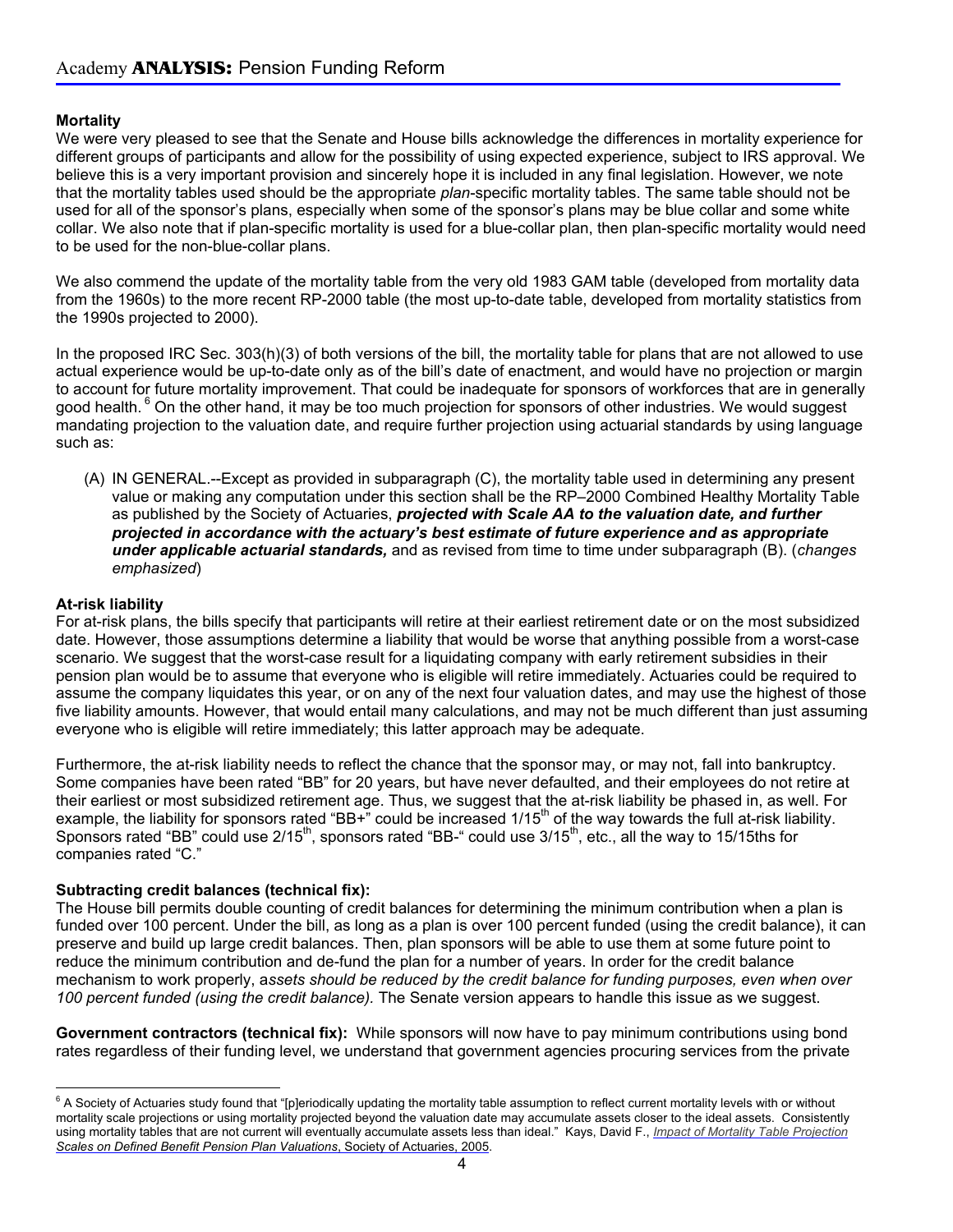**Mortality**

We were very pleased to see that the Senate and House bills acknowledge the differences in mortality experience for different groups of participants and allow for the possibility of using expected experience, subject to IRS approval. We believe this is a very important provision and sincerely hope it is included in any final legislation. However, we note that the mortality tables used should be the appropriate *plan*-specific mortality tables. The same table should not be used for all of the sponsor's plans, especially when some of the sponsor's plans may be blue collar and some white collar. We also note that if plan-specific mortality is used for a blue-collar plan, then plan-specific mortality would need to be used for the non-blue-collar plans.

We also commend the update of the mortality table from the very old 1983 GAM table (developed from mortality data from the 1960s) to the more recent RP-2000 table (the most up-to-date table, developed from mortality statistics from the 1990s projected to 2000).

In the proposed IRC Sec. 303(h)(3) of both versions of the bill, the mortality table for plans that are not allowed to use actual experience would be up-to-date only as of the bill's date of enactment, and would have no projection or margin to account for future mortality improvement. That could be inadequate for sponsors of workforces that are in generally good health.[6] On the other hand, it may be too much projection for sponsors of other industries. We would suggest mandating projection to the valuation date, and require further projection using actuarial standards by using language such as:

> (A) IN GENERAL.--Except as provided in subparagraph (C), the mortality table used in determining any present value or making any computation under this section shall be the RP–2000 Combined Healthy Mortality Table as published by the Society of Actuaries, ***projected with Scale AA to the valuation date, and further projected in accordance with the actuary's best estimate of future experience and as appropriate under applicable actuarial standards,*** and as revised from time to time under subparagraph (B). (*changes emphasized*)

**At-risk liability**

For at-risk plans, the bills specify that participants will retire at their earliest retirement date or on the most subsidized date. However, those assumptions determine a liability that would be worse that anything possible from a worst-case scenario. We suggest that the worst-case result for a liquidating company with early retirement subsidies in their pension plan would be to assume that everyone who is eligible will retire immediately. Actuaries could be required to assume the company liquidates this year, or on any of the next four valuation dates, and may use the highest of those five liability amounts. However, that would entail many calculations, and may not be much different than just assuming everyone who is eligible will retire immediately; this latter approach may be adequate.

Furthermore, the at-risk liability needs to reflect the chance that the sponsor may, or may not, fall into bankruptcy. Some companies have been rated "BB" for 20 years, but have never defaulted, and their employees do not retire at their earliest or most subsidized retirement age. Thus, we suggest that the at-risk liability be phased in, as well. For example, the liability for sponsors rated "BB+" could be increased 1/15th of the way towards the full at-risk liability. Sponsors rated "BB" could use 2/15th, sponsors rated "BB-" could use 3/15th, etc., all the way to 15/15ths for companies rated "C."

**Subtracting credit balances (technical fix):**

The House bill permits double counting of credit balances for determining the minimum contribution when a plan is funded over 100 percent. Under the bill, as long as a plan is over 100 percent funded (using the credit balance), it can preserve and build up large credit balances. Then, plan sponsors will be able to use them at some future point to reduce the minimum contribution and de-fund the plan for a number of years. In order for the credit balance mechanism to work properly, a*ssets should be reduced by the credit balance for funding purposes, even when over 100 percent funded (using the credit balance).* The Senate version appears to handle this issue as we suggest.

**Government contractors (technical fix):** While sponsors will now have to pay minimum contributions using bond rates regardless of their funding level, we understand that government agencies procuring services from the private

---

[6] A Society of Actuaries study found that "[p]eriodically updating the mortality table assumption to reflect current mortality levels with or without mortality scale projections or using mortality projected beyond the valuation date may accumulate assets closer to the ideal assets. Consistently using mortality tables that are not current will eventually accumulate assets less than ideal." Kays, David F., *Impact of Mortality Table Projection Scales on Defined Benefit Pension Plan Valuations*, Society of Actuaries, 2005.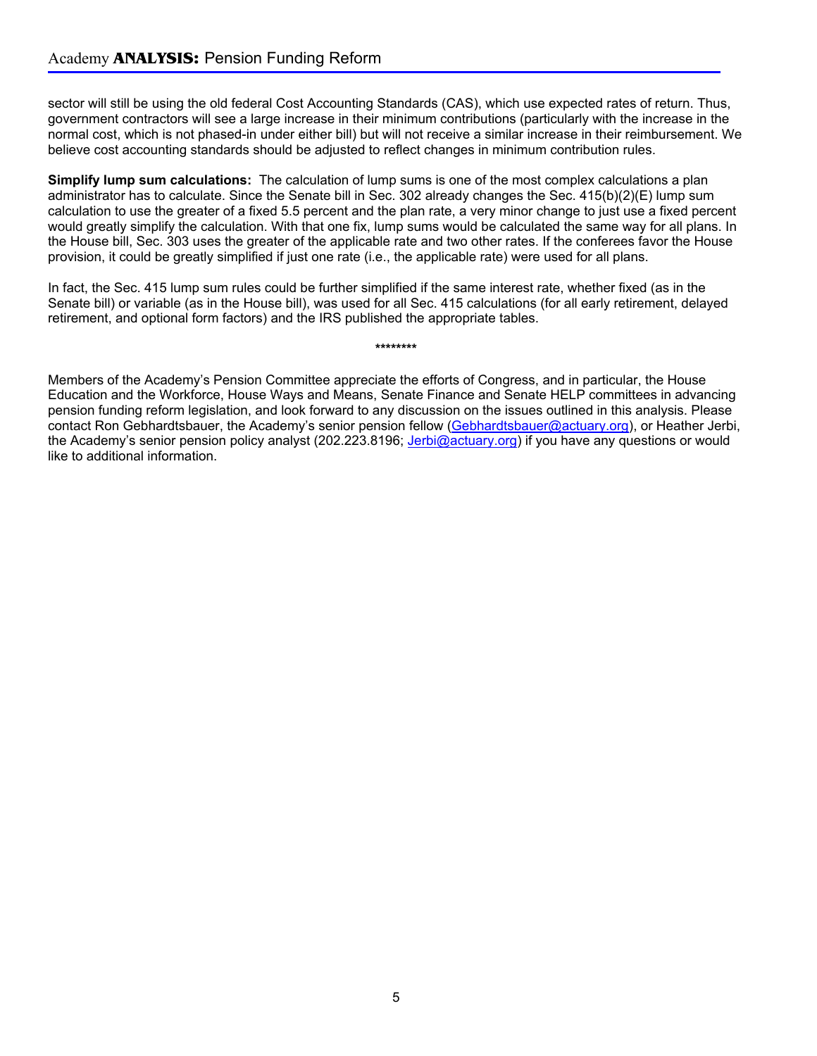sector will still be using the old federal Cost Accounting Standards (CAS), which use expected rates of return. Thus, government contractors will see a large increase in their minimum contributions (particularly with the increase in the normal cost, which is not phased-in under either bill) but will not receive a similar increase in their reimbursement. We believe cost accounting standards should be adjusted to reflect changes in minimum contribution rules.

**Simplify lump sum calculations:** The calculation of lump sums is one of the most complex calculations a plan administrator has to calculate. Since the Senate bill in Sec. 302 already changes the Sec. 415(b)(2)(E) lump sum calculation to use the greater of a fixed 5.5 percent and the plan rate, a very minor change to just use a fixed percent would greatly simplify the calculation. With that one fix, lump sums would be calculated the same way for all plans. In the House bill, Sec. 303 uses the greater of the applicable rate and two other rates. If the conferees favor the House provision, it could be greatly simplified if just one rate (i.e., the applicable rate) were used for all plans.

In fact, the Sec. 415 lump sum rules could be further simplified if the same interest rate, whether fixed (as in the Senate bill) or variable (as in the House bill), was used for all Sec. 415 calculations (for all early retirement, delayed retirement, and optional form factors) and the IRS published the appropriate tables.

********

Members of the Academy's Pension Committee appreciate the efforts of Congress, and in particular, the House Education and the Workforce, House Ways and Means, Senate Finance and Senate HELP committees in advancing pension funding reform legislation, and look forward to any discussion on the issues outlined in this analysis. Please contact Ron Gebhardtsbauer, the Academy's senior pension fellow (Gebhardtsbauer@actuary.org), or Heather Jerbi, the Academy's senior pension policy analyst (202.223.8196; Jerbi@actuary.org) if you have any questions or would like to additional information.